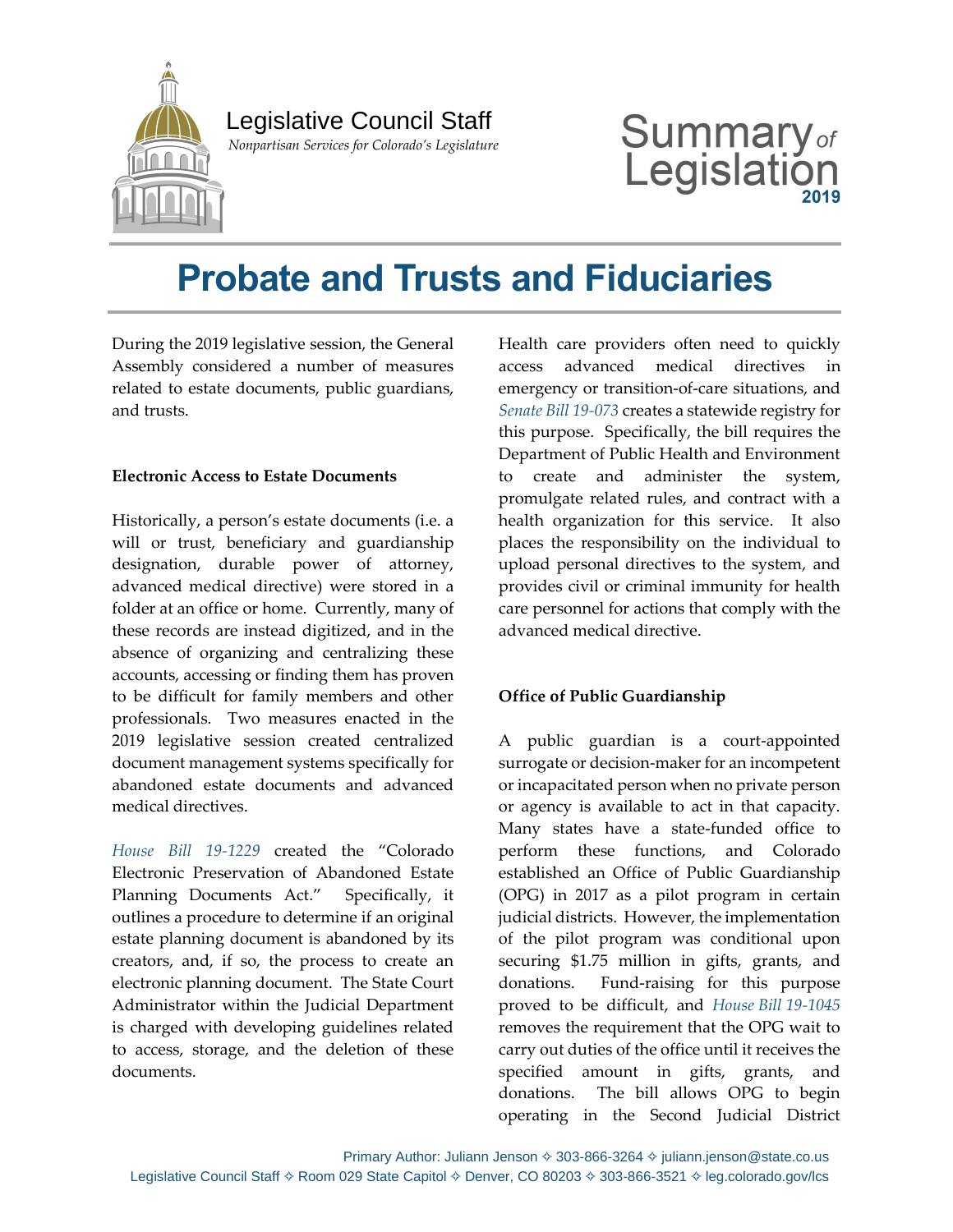Legislative Council Staff

*Nonpartisan Services for Colorado's Legislature*

Summary of Legislation 2019

# Probate and Trusts and Fiduciaries

During the 2019 legislative session, the General Assembly considered a number of measures related to estate documents, public guardians, and trusts.

**Electronic Access to Estate Documents**

Historically, a person's estate documents (i.e. a will or trust, beneficiary and guardianship designation, durable power of attorney, advanced medical directive) were stored in a folder at an office or home. Currently, many of these records are instead digitized, and in the absence of organizing and centralizing these accounts, accessing or finding them has proven to be difficult for family members and other professionals. Two measures enacted in the 2019 legislative session created centralized document management systems specifically for abandoned estate documents and advanced medical directives.

*House Bill 19-1229* created the "Colorado Electronic Preservation of Abandoned Estate Planning Documents Act." Specifically, it outlines a procedure to determine if an original estate planning document is abandoned by its creators, and, if so, the process to create an electronic planning document. The State Court Administrator within the Judicial Department is charged with developing guidelines related to access, storage, and the deletion of these documents.

Health care providers often need to quickly access advanced medical directives in emergency or transition-of-care situations, and *Senate Bill 19-073* creates a statewide registry for this purpose. Specifically, the bill requires the Department of Public Health and Environment to create and administer the system, promulgate related rules, and contract with a health organization for this service. It also places the responsibility on the individual to upload personal directives to the system, and provides civil or criminal immunity for health care personnel for actions that comply with the advanced medical directive.

**Office of Public Guardianship**

A public guardian is a court-appointed surrogate or decision-maker for an incompetent or incapacitated person when no private person or agency is available to act in that capacity. Many states have a state-funded office to perform these functions, and Colorado established an Office of Public Guardianship (OPG) in 2017 as a pilot program in certain judicial districts. However, the implementation of the pilot program was conditional upon securing $1.75 million in gifts, grants, and donations. Fund-raising for this purpose proved to be difficult, and *House Bill 19-1045* removes the requirement that the OPG wait to carry out duties of the office until it receives the specified amount in gifts, grants, and donations. The bill allows OPG to begin operating in the Second Judicial District

Primary Author: Juliann Jenson ✧ 303-866-3264 ✧ juliann.jenson@state.co.us
Legislative Council Staff ✧ Room 029 State Capitol ✧ Denver, CO 80203 ✧ 303-866-3521 ✧ leg.colorado.gov/lcs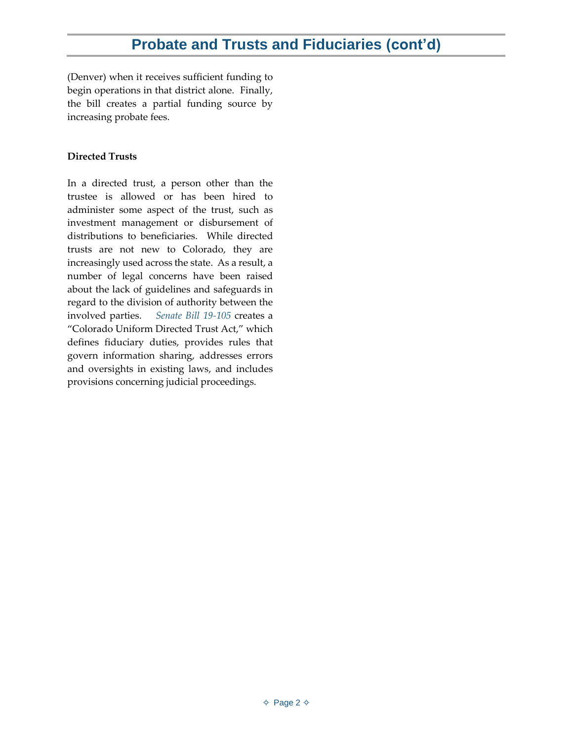# Probate and Trusts and Fiduciaries (cont'd)

(Denver) when it receives sufficient funding to begin operations in that district alone. Finally, the bill creates a partial funding source by increasing probate fees.

**Directed Trusts**

In a directed trust, a person other than the trustee is allowed or has been hired to administer some aspect of the trust, such as investment management or disbursement of distributions to beneficiaries. While directed trusts are not new to Colorado, they are increasingly used across the state. As a result, a number of legal concerns have been raised about the lack of guidelines and safeguards in regard to the division of authority between the involved parties. *Senate Bill 19-105* creates a "Colorado Uniform Directed Trust Act," which defines fiduciary duties, provides rules that govern information sharing, addresses errors and oversights in existing laws, and includes provisions concerning judicial proceedings.